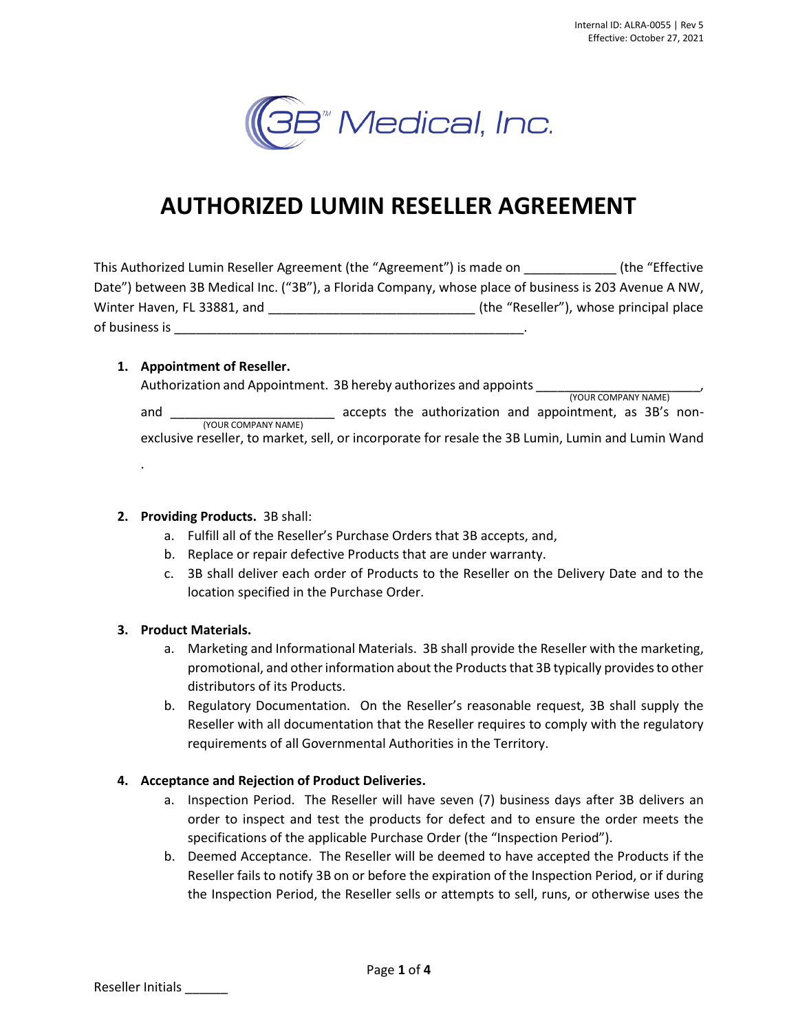3B Medical, Inc.

# AUTHORIZED LUMIN RESELLER AGREEMENT

This Authorized Lumin Reseller Agreement (the "Agreement") is made on _____________ (the "Effective Date") between 3B Medical Inc. ("3B"), a Florida Company, whose place of business is 203 Avenue A NW, Winter Haven, FL 33881, and _____________________________ (the "Reseller"), whose principal place of business is __________________________________________________.

1. **Appointment of Reseller.**
   Authorization and Appointment. 3B hereby authorizes and appoints _______________________ (YOUR COMPANY NAME), and _______________________ (YOUR COMPANY NAME) accepts the authorization and appointment, as 3B's non-exclusive reseller, to market, sell, or incorporate for resale the 3B Lumin, Lumin and Lumin Wand .

2. **Providing Products.** 3B shall:
   a. Fulfill all of the Reseller's Purchase Orders that 3B accepts, and,
   b. Replace or repair defective Products that are under warranty.
   c. 3B shall deliver each order of Products to the Reseller on the Delivery Date and to the location specified in the Purchase Order.

3. **Product Materials.**
   a. Marketing and Informational Materials. 3B shall provide the Reseller with the marketing, promotional, and other information about the Products that 3B typically provides to other distributors of its Products.
   b. Regulatory Documentation. On the Reseller's reasonable request, 3B shall supply the Reseller with all documentation that the Reseller requires to comply with the regulatory requirements of all Governmental Authorities in the Territory.

4. **Acceptance and Rejection of Product Deliveries.**
   a. Inspection Period. The Reseller will have seven (7) business days after 3B delivers an order to inspect and test the products for defect and to ensure the order meets the specifications of the applicable Purchase Order (the "Inspection Period").
   b. Deemed Acceptance. The Reseller will be deemed to have accepted the Products if the Reseller fails to notify 3B on or before the expiration of the Inspection Period, or if during the Inspection Period, the Reseller sells or attempts to sell, runs, or otherwise uses the

Reseller Initials ______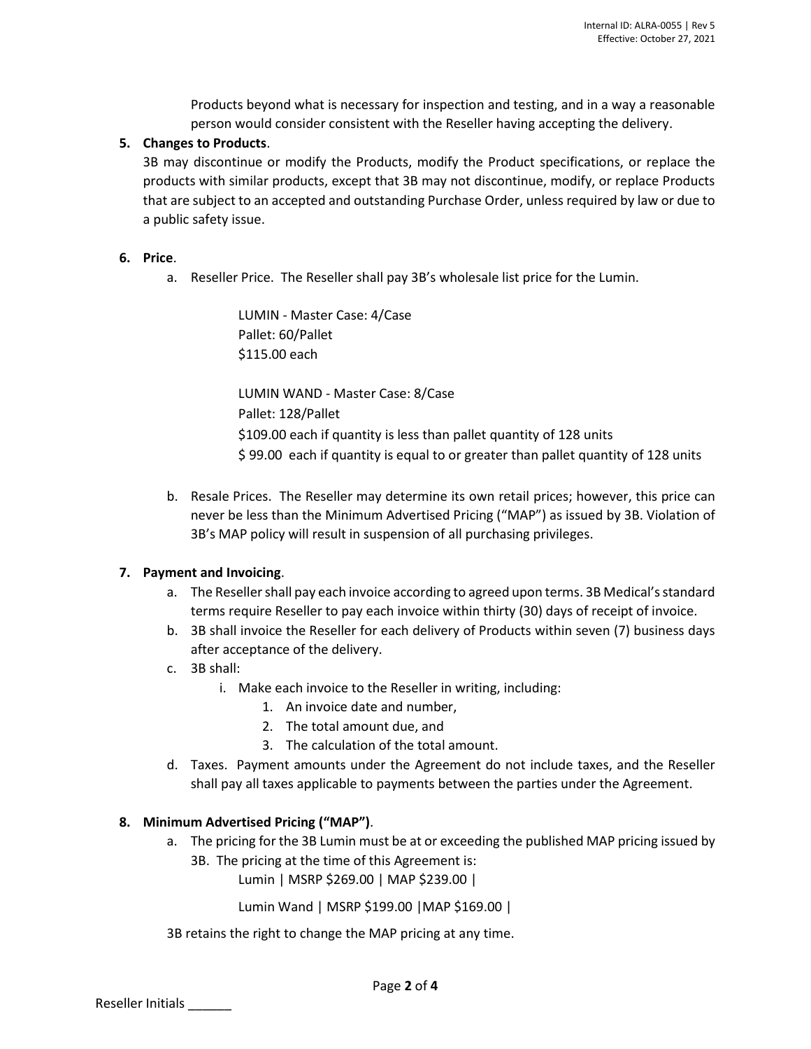Products beyond what is necessary for inspection and testing, and in a way a reasonable person would consider consistent with the Reseller having accepting the delivery.

5. **Changes to Products**.
   3B may discontinue or modify the Products, modify the Product specifications, or replace the products with similar products, except that 3B may not discontinue, modify, or replace Products that are subject to an accepted and outstanding Purchase Order, unless required by law or due to a public safety issue.

6. **Price**.
   a. Reseller Price. The Reseller shall pay 3B's wholesale list price for the Lumin.

      LUMIN - Master Case: 4/Case
      Pallet: 60/Pallet
      $115.00 each

      LUMIN WAND - Master Case: 8/Case
      Pallet: 128/Pallet
      $109.00 each if quantity is less than pallet quantity of 128 units
      $ 99.00 each if quantity is equal to or greater than pallet quantity of 128 units

   b. Resale Prices. The Reseller may determine its own retail prices; however, this price can never be less than the Minimum Advertised Pricing ("MAP") as issued by 3B. Violation of 3B's MAP policy will result in suspension of all purchasing privileges.

7. **Payment and Invoicing**.
   a. The Reseller shall pay each invoice according to agreed upon terms. 3B Medical's standard terms require Reseller to pay each invoice within thirty (30) days of receipt of invoice.
   b. 3B shall invoice the Reseller for each delivery of Products within seven (7) business days after acceptance of the delivery.
   c. 3B shall:
      i. Make each invoice to the Reseller in writing, including:
         1. An invoice date and number,
         2. The total amount due, and
         3. The calculation of the total amount.
   d. Taxes. Payment amounts under the Agreement do not include taxes, and the Reseller shall pay all taxes applicable to payments between the parties under the Agreement.

8. **Minimum Advertised Pricing ("MAP")**.
   a. The pricing for the 3B Lumin must be at or exceeding the published MAP pricing issued by 3B. The pricing at the time of this Agreement is:

      Lumin | MSRP $269.00 | MAP $239.00 |

      Lumin Wand | MSRP $199.00 |MAP $169.00 |

   3B retains the right to change the MAP pricing at any time.

Reseller Initials ______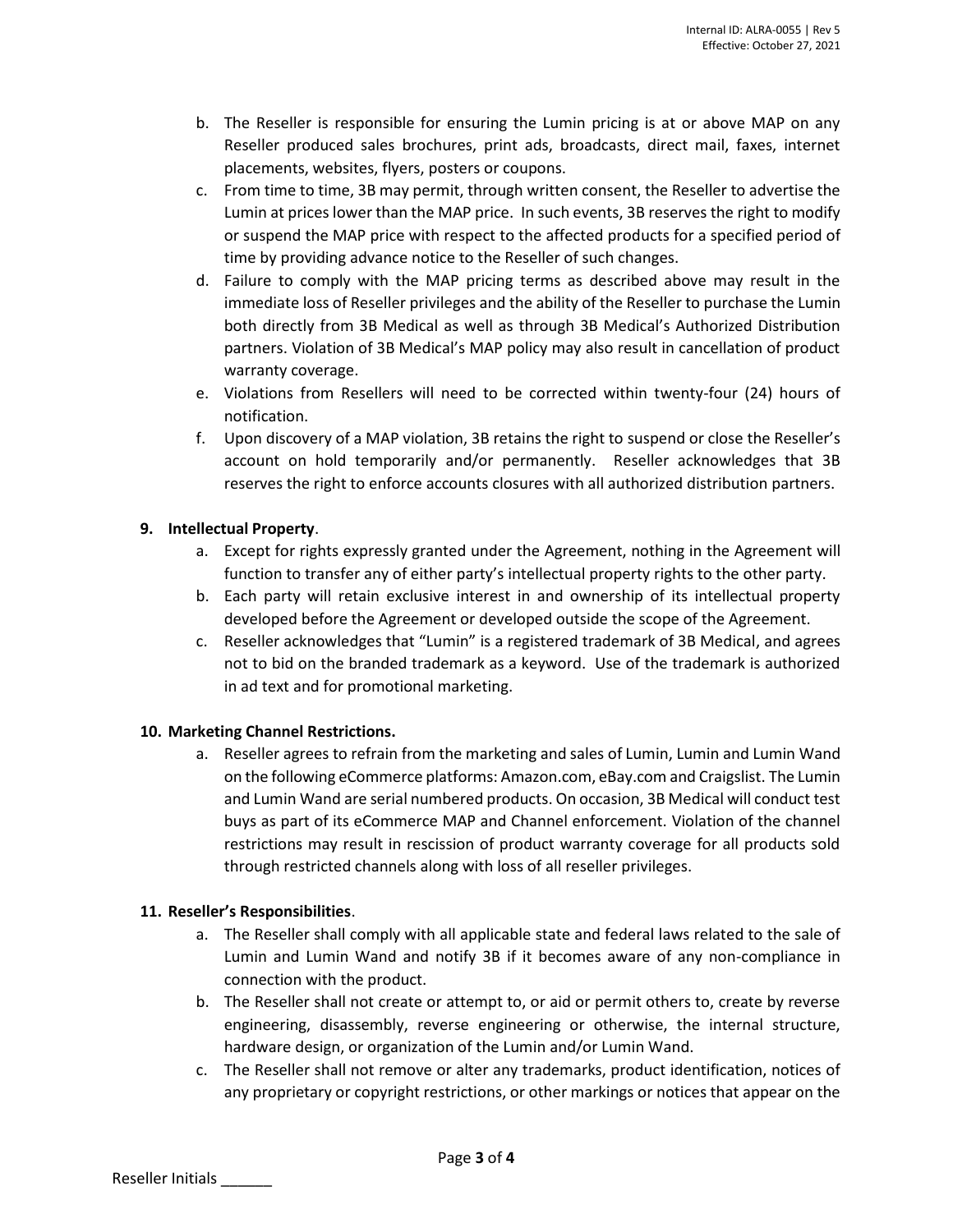b. The Reseller is responsible for ensuring the Lumin pricing is at or above MAP on any Reseller produced sales brochures, print ads, broadcasts, direct mail, faxes, internet placements, websites, flyers, posters or coupons.

c. From time to time, 3B may permit, through written consent, the Reseller to advertise the Lumin at prices lower than the MAP price. In such events, 3B reserves the right to modify or suspend the MAP price with respect to the affected products for a specified period of time by providing advance notice to the Reseller of such changes.

d. Failure to comply with the MAP pricing terms as described above may result in the immediate loss of Reseller privileges and the ability of the Reseller to purchase the Lumin both directly from 3B Medical as well as through 3B Medical's Authorized Distribution partners. Violation of 3B Medical's MAP policy may also result in cancellation of product warranty coverage.

e. Violations from Resellers will need to be corrected within twenty-four (24) hours of notification.

f. Upon discovery of a MAP violation, 3B retains the right to suspend or close the Reseller's account on hold temporarily and/or permanently. Reseller acknowledges that 3B reserves the right to enforce accounts closures with all authorized distribution partners.

**9. Intellectual Property**.

a. Except for rights expressly granted under the Agreement, nothing in the Agreement will function to transfer any of either party's intellectual property rights to the other party.

b. Each party will retain exclusive interest in and ownership of its intellectual property developed before the Agreement or developed outside the scope of the Agreement.

c. Reseller acknowledges that "Lumin" is a registered trademark of 3B Medical, and agrees not to bid on the branded trademark as a keyword. Use of the trademark is authorized in ad text and for promotional marketing.

**10. Marketing Channel Restrictions.**

a. Reseller agrees to refrain from the marketing and sales of Lumin, Lumin and Lumin Wand on the following eCommerce platforms: Amazon.com, eBay.com and Craigslist. The Lumin and Lumin Wand are serial numbered products. On occasion, 3B Medical will conduct test buys as part of its eCommerce MAP and Channel enforcement. Violation of the channel restrictions may result in rescission of product warranty coverage for all products sold through restricted channels along with loss of all reseller privileges.

**11. Reseller's Responsibilities**.

a. The Reseller shall comply with all applicable state and federal laws related to the sale of Lumin and Lumin Wand and notify 3B if it becomes aware of any non-compliance in connection with the product.

b. The Reseller shall not create or attempt to, or aid or permit others to, create by reverse engineering, disassembly, reverse engineering or otherwise, the internal structure, hardware design, or organization of the Lumin and/or Lumin Wand.

c. The Reseller shall not remove or alter any trademarks, product identification, notices of any proprietary or copyright restrictions, or other markings or notices that appear on the

Reseller Initials ______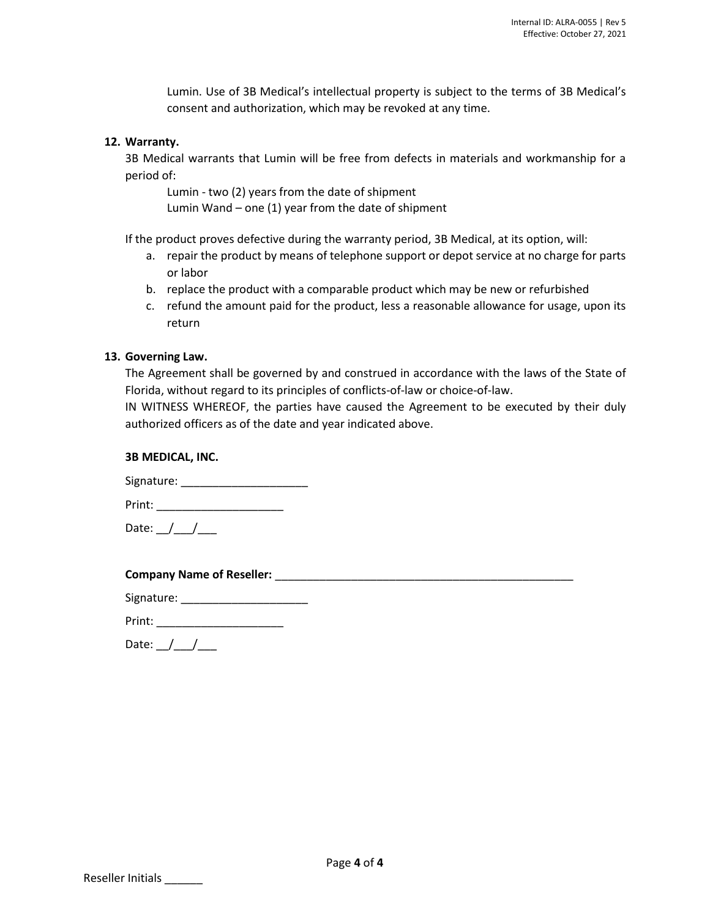Lumin. Use of 3B Medical's intellectual property is subject to the terms of 3B Medical's consent and authorization, which may be revoked at any time.

**12. Warranty.**

3B Medical warrants that Lumin will be free from defects in materials and workmanship for a period of:

Lumin - two (2) years from the date of shipment
Lumin Wand – one (1) year from the date of shipment

If the product proves defective during the warranty period, 3B Medical, at its option, will:

a. repair the product by means of telephone support or depot service at no charge for parts or labor
b. replace the product with a comparable product which may be new or refurbished
c. refund the amount paid for the product, less a reasonable allowance for usage, upon its return

**13. Governing Law.**

The Agreement shall be governed by and construed in accordance with the laws of the State of Florida, without regard to its principles of conflicts-of-law or choice-of-law.

IN WITNESS WHEREOF, the parties have caused the Agreement to be executed by their duly authorized officers as of the date and year indicated above.

**3B MEDICAL, INC.**

Signature: ____________________

Print: ____________________

Date: __/___/___

**Company Name of Reseller:** _________________________________________________

Signature: ____________________

Print: ____________________

Date: __/___/___

Reseller Initials ______